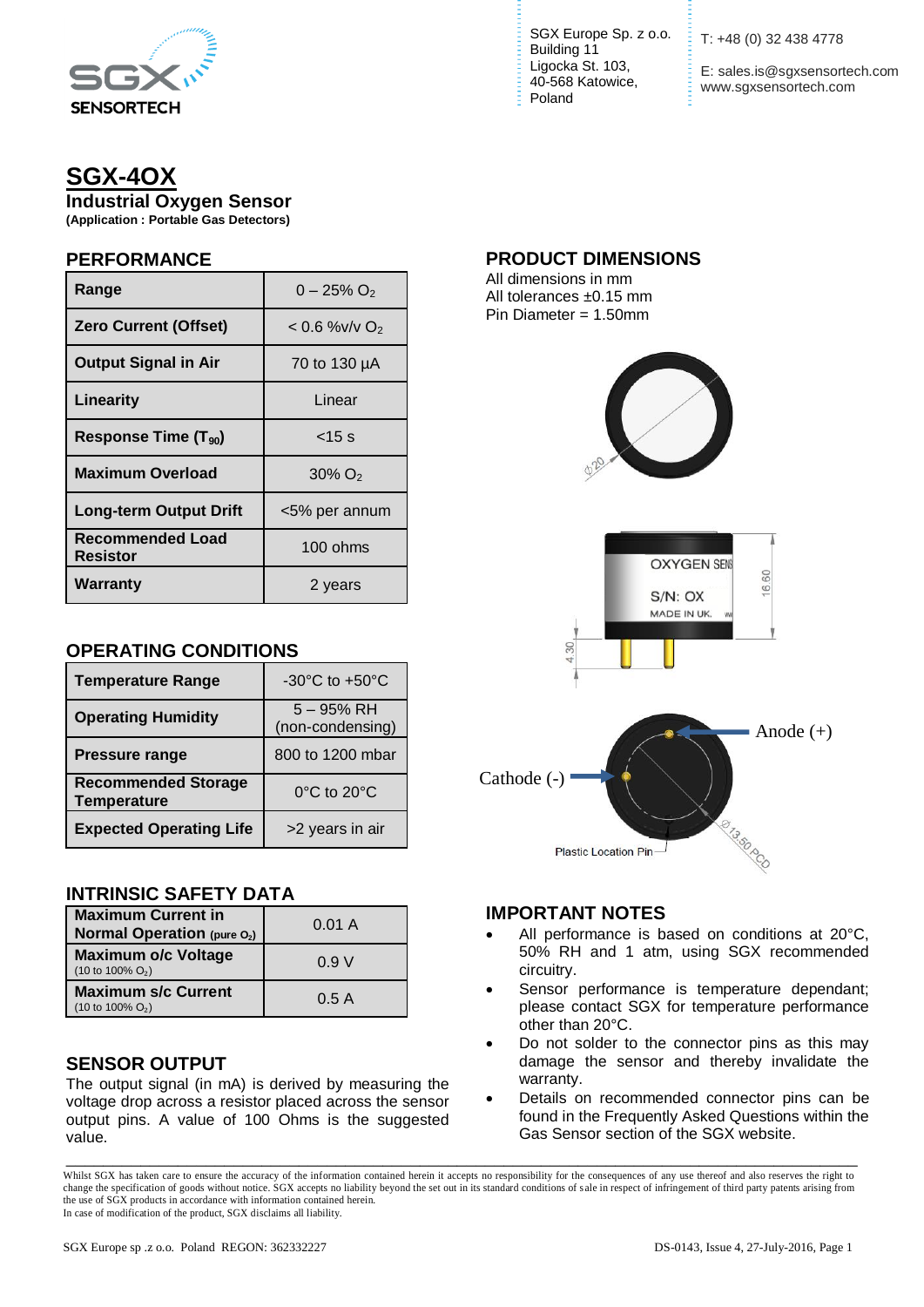SGX SENSORTECH

SGX Europe Sp. z o.o.
Building 11
Ligocka St. 103,
40-568 Katowice,
Poland

T: +48 (0) 32 438 4778

E: sales.is@sgxsensortech.com
www.sgxsensortech.com

# SGX-4OX

## Industrial Oxygen Sensor

**(Application : Portable Gas Detectors)**

## PERFORMANCE

| | |
|---|---|
| **Range** | 0 – 25% $O_2$ |
| **Zero Current (Offset)** | < 0.6 %v/v $O_2$ |
| **Output Signal in Air** | 70 to 130 µA |
| **Linearity** | Linear |
| **Response Time ($T_{90}$)** | <15 s |
| **Maximum Overload** | 30% $O_2$ |
| **Long-term Output Drift** | <5% per annum |
| **Recommended Load Resistor** | 100 ohms |
| **Warranty** | 2 years |

## OPERATING CONDITIONS

| | |
|---|---|
| **Temperature Range** | -30°C to +50°C |
| **Operating Humidity** | 5 – 95% RH (non-condensing) |
| **Pressure range** | 800 to 1200 mbar |
| **Recommended Storage Temperature** | 0°C to 20°C |
| **Expected Operating Life** | >2 years in air |

## INTRINSIC SAFETY DATA

| | |
|---|---|
| **Maximum Current in Normal Operation** (pure $O_2$) | 0.01 A |
| **Maximum o/c Voltage** (10 to 100% $O_2$) | 0.9 V |
| **Maximum s/c Current** (10 to 100% $O_2$) | 0.5 A |

## SENSOR OUTPUT

The output signal (in mA) is derived by measuring the voltage drop across a resistor placed across the sensor output pins. A value of 100 Ohms is the suggested value.

## PRODUCT DIMENSIONS

All dimensions in mm
All tolerances ±0.15 mm
Pin Diameter = 1.50mm

Ø20

OXYGEN SENS
S/N: OX
MADE IN UK.

16.60

4.30

Anode (+)

Cathode (-)

Plastic Location Pin

Ø13.50 PCD

## IMPORTANT NOTES

- All performance is based on conditions at 20°C, 50% RH and 1 atm, using SGX recommended circuitry.
- Sensor performance is temperature dependant; please contact SGX for temperature performance other than 20°C.
- Do not solder to the connector pins as this may damage the sensor and thereby invalidate the warranty.
- Details on recommended connector pins can be found in the Frequently Asked Questions within the Gas Sensor section of the SGX website.

Whilst SGX has taken care to ensure the accuracy of the information contained herein it accepts no responsibility for the consequences of any use thereof and also reserves the right to change the specification of goods without notice. SGX accepts no liability beyond the set out in its standard conditions of sale in respect of infringement of third party patents arising from the use of SGX products in accordance with information contained herein.
In case of modification of the product, SGX disclaims all liability.

SGX Europe sp .z o.o. Poland REGON: 362332227

DS-0143, Issue 4, 27-July-2016, Page 1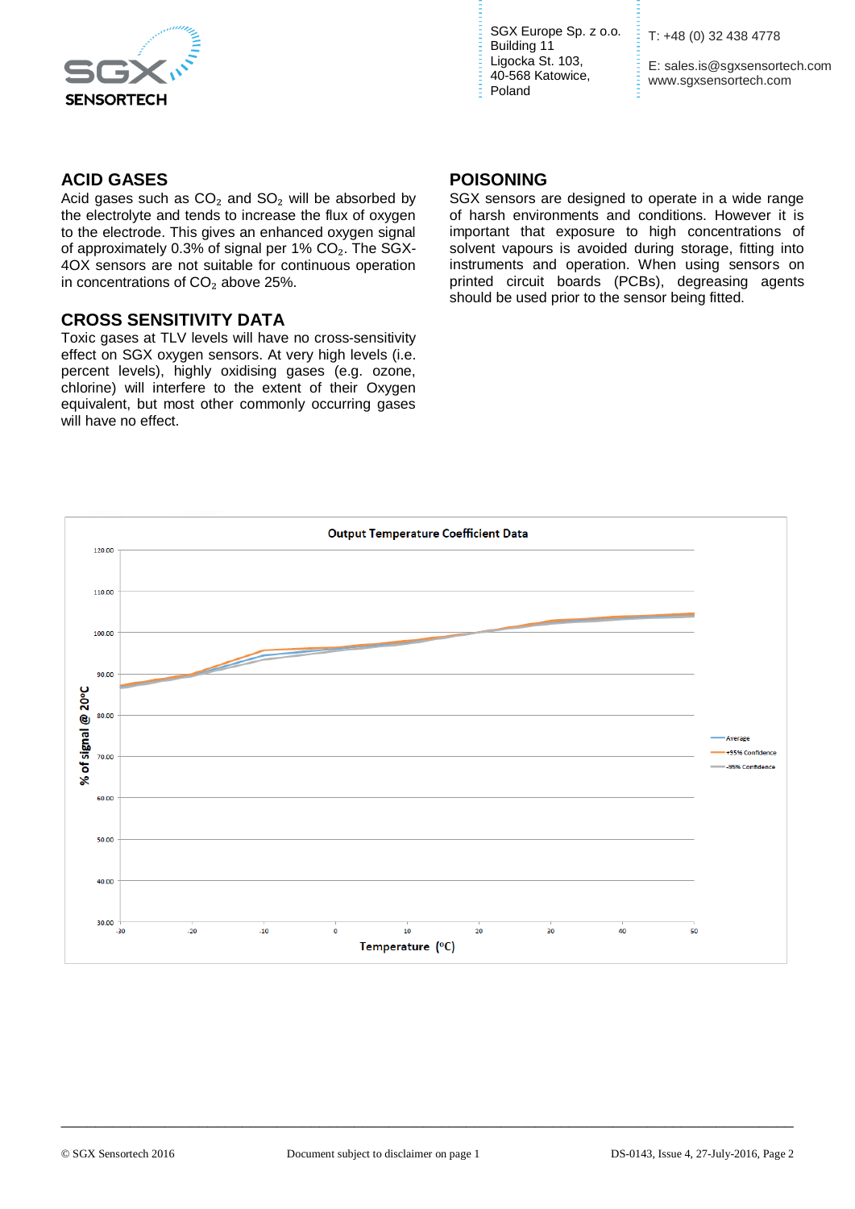SGX Europe Sp. z o.o.
Building 11
Ligocka St. 103,
40-568 Katowice,
Poland

T: +48 (0) 32 438 4778

E: sales.is@sgxsensortech.com
www.sgxsensortech.com

## ACID GASES

Acid gases such as $CO_2$ and $SO_2$ will be absorbed by the electrolyte and tends to increase the flux of oxygen to the electrode. This gives an enhanced oxygen signal of approximately 0.3% of signal per 1% $CO_2$. The SGX-4OX sensors are not suitable for continuous operation in concentrations of $CO_2$ above 25%.

## CROSS SENSITIVITY DATA

Toxic gases at TLV levels will have no cross-sensitivity effect on SGX oxygen sensors. At very high levels (i.e. percent levels), highly oxidising gases (e.g. ozone, chlorine) will interfere to the extent of their Oxygen equivalent, but most other commonly occurring gases will have no effect.

## POISONING

SGX sensors are designed to operate in a wide range of harsh environments and conditions. However it is important that exposure to high concentrations of solvent vapours is avoided during storage, fitting into instruments and operation. When using sensors on printed circuit boards (PCBs), degreasing agents should be used prior to the sensor being fitted.

Output Temperature Coefficient Data

% of signal @ 20°C

120.00
110.00
100.00
90.00
80.00
70.00
60.00
50.00
40.00
30.00

-30 -20 -10 0 10 20 30 40 50

Temperature (°C)

Average
+95% Confidence
-95% Confidence

© SGX Sensortech 2016 Document subject to disclaimer on page 1 DS-0143, Issue 4, 27-July-2016, Page 2